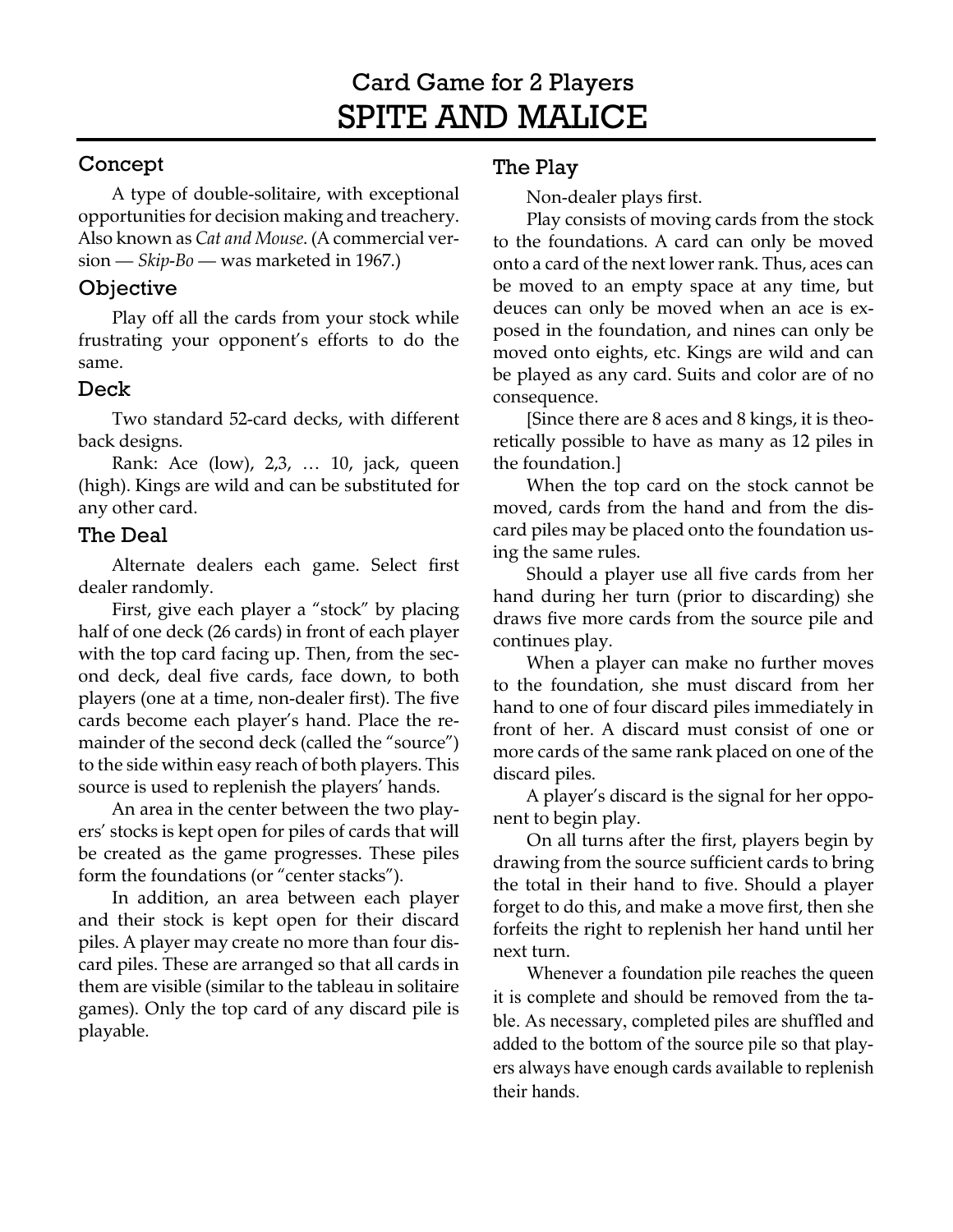## Card Game for 2 Players

# SPITE AND MALICE

### Concept

A type of double-solitaire, with exceptional opportunities for decision making and treachery. Also known as *Cat and Mouse*. (A commercial version — *Skip-Bo* — was marketed in 1967.)

### Objective

Play off all the cards from your stock while frustrating your opponent's efforts to do the same.

### Deck

Two standard 52-card decks, with different back designs.

Rank: Ace (low), 2,3, … 10, jack, queen (high). Kings are wild and can be substituted for any other card.

### The Deal

Alternate dealers each game. Select first dealer randomly.

First, give each player a "stock" by placing half of one deck (26 cards) in front of each player with the top card facing up. Then, from the second deck, deal five cards, face down, to both players (one at a time, non-dealer first). The five cards become each player's hand. Place the remainder of the second deck (called the "source") to the side within easy reach of both players. This source is used to replenish the players' hands.

An area in the center between the two players' stocks is kept open for piles of cards that will be created as the game progresses. These piles form the foundations (or "center stacks").

In addition, an area between each player and their stock is kept open for their discard piles. A player may create no more than four discard piles. These are arranged so that all cards in them are visible (similar to the tableau in solitaire games). Only the top card of any discard pile is playable.

### The Play

Non-dealer plays first.

Play consists of moving cards from the stock to the foundations. A card can only be moved onto a card of the next lower rank. Thus, aces can be moved to an empty space at any time, but deuces can only be moved when an ace is exposed in the foundation, and nines can only be moved onto eights, etc. Kings are wild and can be played as any card. Suits and color are of no consequence.

[Since there are 8 aces and 8 kings, it is theoretically possible to have as many as 12 piles in the foundation.]

When the top card on the stock cannot be moved, cards from the hand and from the discard piles may be placed onto the foundation using the same rules.

Should a player use all five cards from her hand during her turn (prior to discarding) she draws five more cards from the source pile and continues play.

When a player can make no further moves to the foundation, she must discard from her hand to one of four discard piles immediately in front of her. A discard must consist of one or more cards of the same rank placed on one of the discard piles.

A player's discard is the signal for her opponent to begin play.

On all turns after the first, players begin by drawing from the source sufficient cards to bring the total in their hand to five. Should a player forget to do this, and make a move first, then she forfeits the right to replenish her hand until her next turn.

Whenever a foundation pile reaches the queen it is complete and should be removed from the table. As necessary, completed piles are shuffled and added to the bottom of the source pile so that players always have enough cards available to replenish their hands.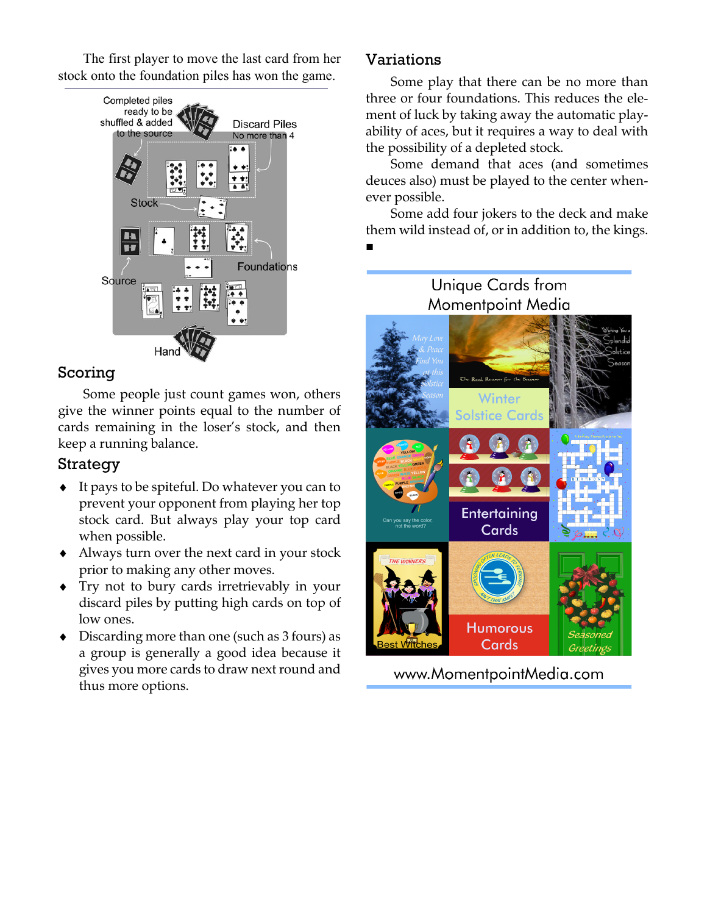The first player to move the last card from her stock onto the foundation piles has won the game.

Completed piles ready to be shuffled & added to the source

Discard Piles
No more than 4

Stock

Foundations

Source

Hand

## Scoring

Some people just count games won, others give the winner points equal to the number of cards remaining in the loser's stock, and then keep a running balance.

## Strategy

- It pays to be spiteful. Do whatever you can to prevent your opponent from playing her top stock card. But always play your top card when possible.
- Always turn over the next card in your stock prior to making any other moves.
- Try not to bury cards irretrievably in your discard piles by putting high cards on top of low ones.
- Discarding more than one (such as 3 fours) as a group is generally a good idea because it gives you more cards to draw next round and thus more options.

## Variations

Some play that there can be no more than three or four foundations. This reduces the element of luck by taking away the automatic playability of aces, but it requires a way to deal with the possibility of a depleted stock.

Some demand that aces (and sometimes deuces also) must be played to the center whenever possible.

Some add four jokers to the deck and make them wild instead of, or in addition to, the kings.
■

Unique Cards from Momentpoint Media

Winter Solstice Cards

Entertaining Cards

Humorous Cards

Seasoned Greetings

www.MomentpointMedia.com